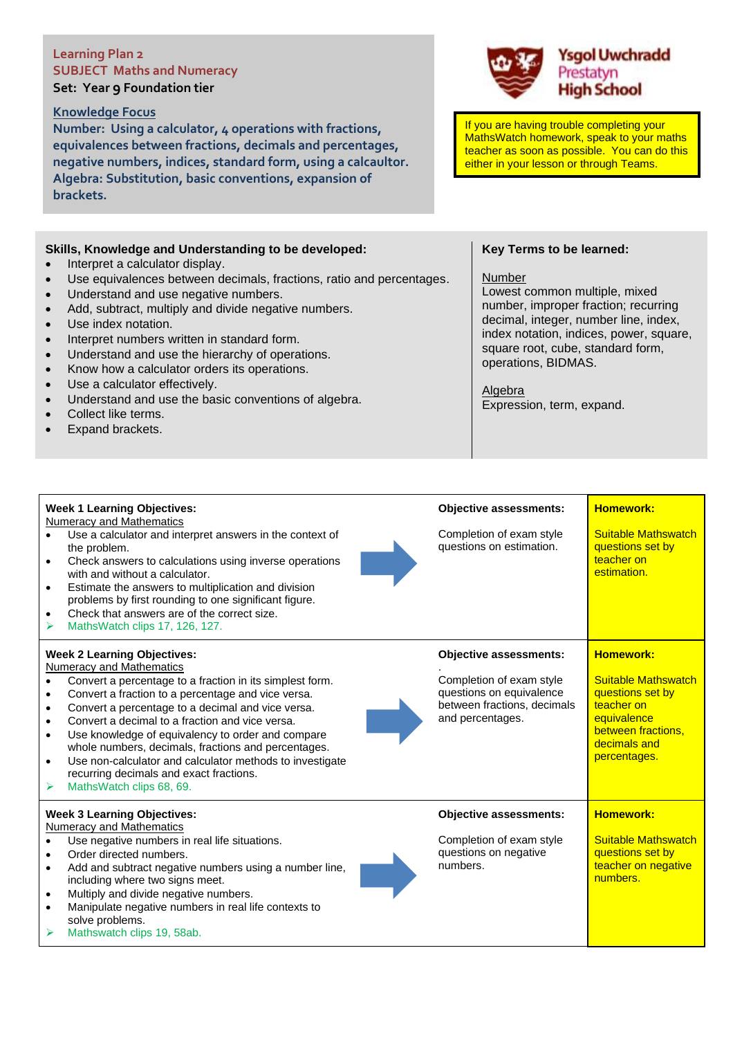Learning Plan 2
SUBJECT Maths and Numeracy
**Set: Year 9 Foundation tier**

Ysgol Uwchradd Prestatyn High School

## Knowledge Focus

**Number: Using a calculator, 4 operations with fractions, equivalences between fractions, decimals and percentages, negative numbers, indices, standard form, using a calcaultor.**
**Algebra: Substitution, basic conventions, expansion of brackets.**

If you are having trouble completing your MathsWatch homework, speak to your maths teacher as soon as possible. You can do this either in your lesson or through Teams.

### Skills, Knowledge and Understanding to be developed:

- Interpret a calculator display.
- Use equivalences between decimals, fractions, ratio and percentages.
- Understand and use negative numbers.
- Add, subtract, multiply and divide negative numbers.
- Use index notation.
- Interpret numbers written in standard form.
- Understand and use the hierarchy of operations.
- Know how a calculator orders its operations.
- Use a calculator effectively.
- Understand and use the basic conventions of algebra.
- Collect like terms.
- Expand brackets.

### Key Terms to be learned:

Number
Lowest common multiple, mixed number, improper fraction; recurring decimal, integer, number line, index, index notation, indices, power, square, square root, cube, standard form, operations, BIDMAS.

Algebra
Expression, term, expand.

| Learning Objectives | Objective assessments: | Homework: |
|---|---|---|
| **Week 1 Learning Objectives:**<br>Numeracy and Mathematics<br>• Use a calculator and interpret answers in the context of the problem.<br>• Check answers to calculations using inverse operations with and without a calculator.<br>• Estimate the answers to multiplication and division problems by first rounding to one significant figure.<br>• Check that answers are of the correct size.<br>➢ MathsWatch clips 17, 126, 127. | Completion of exam style questions on estimation. | Suitable Mathswatch questions set by teacher on estimation. |
| **Week 2 Learning Objectives:**<br>Numeracy and Mathematics<br>• Convert a percentage to a fraction in its simplest form.<br>• Convert a fraction to a percentage and vice versa.<br>• Convert a percentage to a decimal and vice versa.<br>• Convert a decimal to a fraction and vice versa.<br>• Use knowledge of equivalency to order and compare whole numbers, decimals, fractions and percentages.<br>• Use non-calculator and calculator methods to investigate recurring decimals and exact fractions.<br>➢ MathsWatch clips 68, 69. | .<br>Completion of exam style questions on equivalence between fractions, decimals and percentages. | Suitable Mathswatch questions set by teacher on equivalence between fractions, decimals and percentages. |
| **Week 3 Learning Objectives:**<br>Numeracy and Mathematics<br>• Use negative numbers in real life situations.<br>• Order directed numbers.<br>• Add and subtract negative numbers using a number line, including where two signs meet.<br>• Multiply and divide negative numbers.<br>• Manipulate negative numbers in real life contexts to solve problems.<br>➢ Mathswatch clips 19, 58ab. | Completion of exam style questions on negative numbers. | Suitable Mathswatch questions set by teacher on negative numbers. |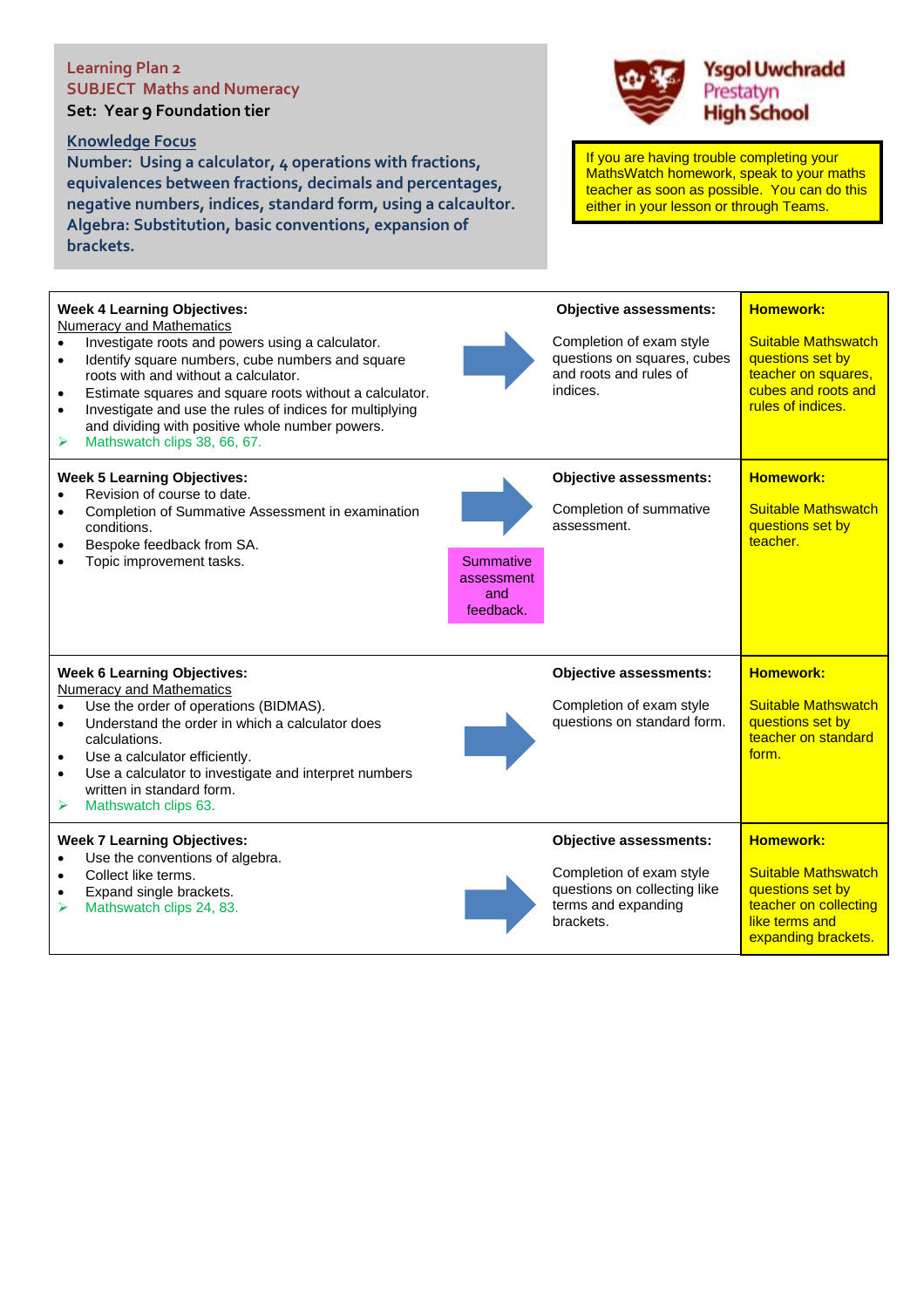Learning Plan 2
SUBJECT Maths and Numeracy
**Set: Year 9 Foundation tier**

**Knowledge Focus**

**Number: Using a calculator, 4 operations with fractions, equivalences between fractions, decimals and percentages, negative numbers, indices, standard form, using a calcaultor.**
**Algebra: Substitution, basic conventions, expansion of brackets.**

**Ysgol Uwchradd Prestatyn High School**

If you are having trouble completing your MathsWatch homework, speak to your maths teacher as soon as possible. You can do this either in your lesson or through Teams.

| Learning Objectives | | Objective assessments | Homework |
|---|---|---|---|
| **Week 4 Learning Objectives:**<br>Numeracy and Mathematics<br>• Investigate roots and powers using a calculator.<br>• Identify square numbers, cube numbers and square roots with and without a calculator.<br>• Estimate squares and square roots without a calculator.<br>• Investigate and use the rules of indices for multiplying and dividing with positive whole number powers.<br>➢ Mathswatch clips 38, 66, 67. | | **Objective assessments:**<br>Completion of exam style questions on squares, cubes and roots and rules of indices. | **Homework:**<br>Suitable Mathswatch questions set by teacher on squares, cubes and roots and rules of indices. |
| **Week 5 Learning Objectives:**<br>• Revision of course to date.<br>• Completion of Summative Assessment in examination conditions.<br>• Bespoke feedback from SA.<br>• Topic improvement tasks. | Summative assessment and feedback. | **Objective assessments:**<br>Completion of summative assessment. | **Homework:**<br>Suitable Mathswatch questions set by teacher. |
| **Week 6 Learning Objectives:**<br>Numeracy and Mathematics<br>• Use the order of operations (BIDMAS).<br>• Understand the order in which a calculator does calculations.<br>• Use a calculator efficiently.<br>• Use a calculator to investigate and interpret numbers written in standard form.<br>➢ Mathswatch clips 63. | | **Objective assessments:**<br>Completion of exam style questions on standard form. | **Homework:**<br>Suitable Mathswatch questions set by teacher on standard form. |
| **Week 7 Learning Objectives:**<br>• Use the conventions of algebra.<br>• Collect like terms.<br>• Expand single brackets.<br>➢ Mathswatch clips 24, 83. | | **Objective assessments:**<br>Completion of exam style questions on collecting like terms and expanding brackets. | **Homework:**<br>Suitable Mathswatch questions set by teacher on collecting like terms and expanding brackets. |